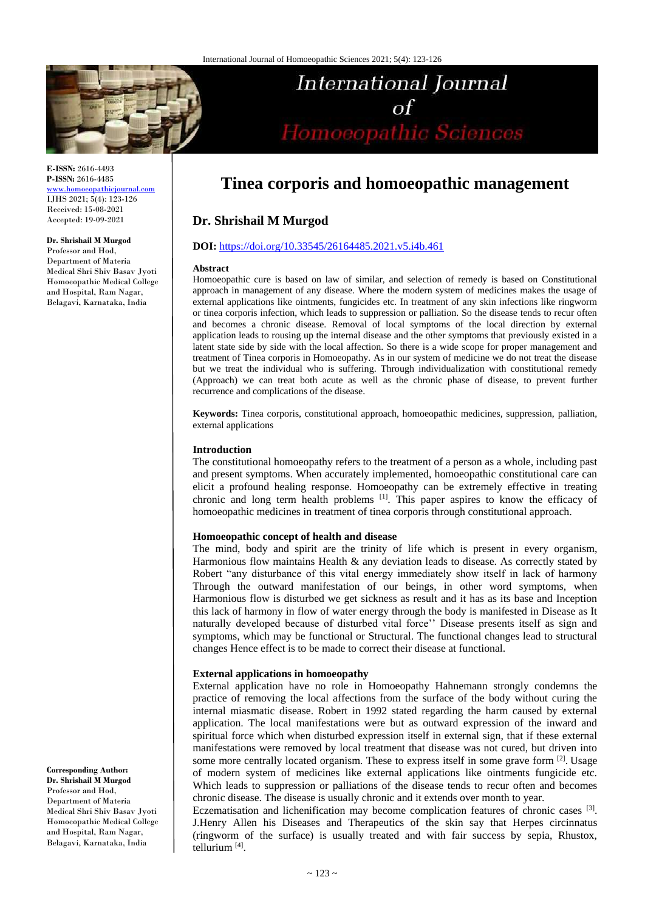# Tinea corporis and homoeopathic management

## Dr. Shrishail M Murgod

**DOI:** https://doi.org/10.33545/26164485.2021.v5.i4b.461

**E-ISSN:** 2616-4493
**P-ISSN:** 2616-4485
www.homoeopathicjournal.com
IJHS 2021; 5(4): 123-126
Received: 15-08-2021
Accepted: 19-09-2021

**Dr. Shrishail M Murgod**
Professor and Hod, Department of Materia Medical Shri Shiv Basav Jyoti Homoeopathic Medical College and Hospital, Ram Nagar, Belagavi, Karnataka, India

**Corresponding Author:**
**Dr. Shrishail M Murgod**
Professor and Hod, Department of Materia Medical Shri Shiv Basav Jyoti Homoeopathic Medical College and Hospital, Ram Nagar, Belagavi, Karnataka, India

### Abstract

Homoeopathic cure is based on law of similar, and selection of remedy is based on Constitutional approach in management of any disease. Where the modern system of medicines makes the usage of external applications like ointments, fungicides etc. In treatment of any skin infections like ringworm or tinea corporis infection, which leads to suppression or palliation. So the disease tends to recur often and becomes a chronic disease. Removal of local symptoms of the local direction by external application leads to rousing up the internal disease and the other symptoms that previously existed in a latent state side by side with the local affection. So there is a wide scope for proper management and treatment of Tinea corporis in Homoeopathy. As in our system of medicine we do not treat the disease but we treat the individual who is suffering. Through individualization with constitutional remedy (Approach) we can treat both acute as well as the chronic phase of disease, to prevent further recurrence and complications of the disease.

**Keywords:** Tinea corporis, constitutional approach, homoeopathic medicines, suppression, palliation, external applications

### Introduction

The constitutional homoeopathy refers to the treatment of a person as a whole, including past and present symptoms. When accurately implemented, homoeopathic constitutional care can elicit a profound healing response. Homoeopathy can be extremely effective in treating chronic and long term health problems [1]. This paper aspires to know the efficacy of homoeopathic medicines in treatment of tinea corporis through constitutional approach.

### Homoeopathic concept of health and disease

The mind, body and spirit are the trinity of life which is present in every organism, Harmonious flow maintains Health & any deviation leads to disease. As correctly stated by Robert "any disturbance of this vital energy immediately show itself in lack of harmony Through the outward manifestation of our beings, in other word symptoms, when Harmonious flow is disturbed we get sickness as result and it has as its base and Inception this lack of harmony in flow of water energy through the body is manifested in Disease as It naturally developed because of disturbed vital force'' Disease presents itself as sign and symptoms, which may be functional or Structural. The functional changes lead to structural changes Hence effect is to be made to correct their disease at functional.

### External applications in homoeopathy

External application have no role in Homoeopathy Hahnemann strongly condemns the practice of removing the local affections from the surface of the body without curing the internal miasmatic disease. Robert in 1992 stated regarding the harm caused by external application. The local manifestations were but as outward expression of the inward and spiritual force which when disturbed expression itself in external sign, that if these external manifestations were removed by local treatment that disease was not cured, but driven into some more centrally located organism. These to express itself in some grave form [2]. Usage of modern system of medicines like external applications like ointments fungicide etc. Which leads to suppression or palliations of the disease tends to recur often and becomes chronic disease. The disease is usually chronic and it extends over month to year.

Eczematisation and lichenification may become complication features of chronic cases [3]. J.Henry Allen his Diseases and Therapeutics of the skin say that Herpes circinnatus (ringworm of the surface) is usually treated and with fair success by sepia, Rhustox, tellurium [4].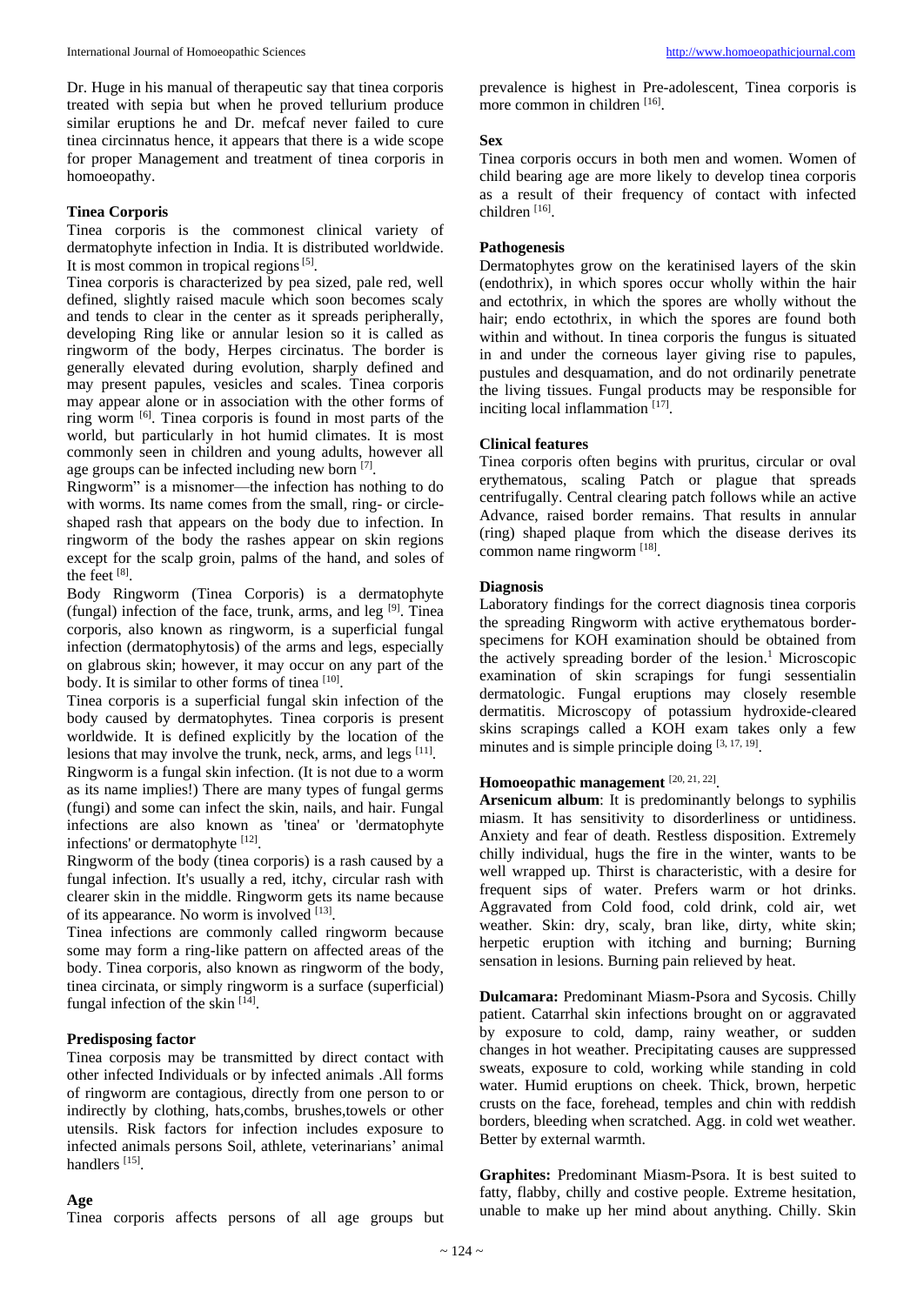Dr. Huge in his manual of therapeutic say that tinea corporis treated with sepia but when he proved tellurium produce similar eruptions he and Dr. mefcaf never failed to cure tinea circinnatus hence, it appears that there is a wide scope for proper Management and treatment of tinea corporis in homoeopathy.

### Tinea Corporis

Tinea corporis is the commonest clinical variety of dermatophyte infection in India. It is distributed worldwide. It is most common in tropical regions [5].

Tinea corporis is characterized by pea sized, pale red, well defined, slightly raised macule which soon becomes scaly and tends to clear in the center as it spreads peripherally, developing Ring like or annular lesion so it is called as ringworm of the body, Herpes circinatus. The border is generally elevated during evolution, sharply defined and may present papules, vesicles and scales. Tinea corporis may appear alone or in association with the other forms of ring worm [6]. Tinea corporis is found in most parts of the world, but particularly in hot humid climates. It is most commonly seen in children and young adults, however all age groups can be infected including new born [7].

Ringworm" is a misnomer—the infection has nothing to do with worms. Its name comes from the small, ring- or circle-shaped rash that appears on the body due to infection. In ringworm of the body the rashes appear on skin regions except for the scalp groin, palms of the hand, and soles of the feet [8].

Body Ringworm (Tinea Corporis) is a dermatophyte (fungal) infection of the face, trunk, arms, and leg [9]. Tinea corporis, also known as ringworm, is a superficial fungal infection (dermatophytosis) of the arms and legs, especially on glabrous skin; however, it may occur on any part of the body. It is similar to other forms of tinea [10].

Tinea corporis is a superficial fungal skin infection of the body caused by dermatophytes. Tinea corporis is present worldwide. It is defined explicitly by the location of the lesions that may involve the trunk, neck, arms, and legs [11].

Ringworm is a fungal skin infection. (It is not due to a worm as its name implies!) There are many types of fungal germs (fungi) and some can infect the skin, nails, and hair. Fungal infections are also known as 'tinea' or 'dermatophyte infections' or dermatophyte [12].

Ringworm of the body (tinea corporis) is a rash caused by a fungal infection. It's usually a red, itchy, circular rash with clearer skin in the middle. Ringworm gets its name because of its appearance. No worm is involved [13].

Tinea infections are commonly called ringworm because some may form a ring-like pattern on affected areas of the body. Tinea corporis, also known as ringworm of the body, tinea circinata, or simply ringworm is a surface (superficial) fungal infection of the skin [14].

### Predisposing factor

Tinea corposis may be transmitted by direct contact with other infected Individuals or by infected animals .All forms of ringworm are contagious, directly from one person to or indirectly by clothing, hats,combs, brushes,towels or other utensils. Risk factors for infection includes exposure to infected animals persons Soil, athlete, veterinarians' animal handlers [15].

### Age

Tinea corporis affects persons of all age groups but prevalence is highest in Pre-adolescent, Tinea corporis is more common in children [16].

### Sex

Tinea corporis occurs in both men and women. Women of child bearing age are more likely to develop tinea corporis as a result of their frequency of contact with infected children [16].

### Pathogenesis

Dermatophytes grow on the keratinised layers of the skin (endothrix), in which spores occur wholly within the hair and ectothrix, in which the spores are wholly without the hair; endo ectothrix, in which the spores are found both within and without. In tinea corporis the fungus is situated in and under the corneous layer giving rise to papules, pustules and desquamation, and do not ordinarily penetrate the living tissues. Fungal products may be responsible for inciting local inflammation [17].

### Clinical features

Tinea corporis often begins with pruritus, circular or oval erythematous, scaling Patch or plague that spreads centrifugally. Central clearing patch follows while an active Advance, raised border remains. That results in annular (ring) shaped plaque from which the disease derives its common name ringworm [18].

### Diagnosis

Laboratory findings for the correct diagnosis tinea corporis the spreading Ringworm with active erythematous border- specimens for KOH examination should be obtained from the actively spreading border of the lesion.[1] Microscopic examination of skin scrapings for fungi sessentialin dermatologic. Fungal eruptions may closely resemble dermatitis. Microscopy of potassium hydroxide-cleared skins scrapings called a KOH exam takes only a few minutes and is simple principle doing [3, 17, 19].

### Homoeopathic management [20, 21, 22].

**Arsenicum album**: It is predominantly belongs to syphilis miasm. It has sensitivity to disorderliness or untidiness. Anxiety and fear of death. Restless disposition. Extremely chilly individual, hugs the fire in the winter, wants to be well wrapped up. Thirst is characteristic, with a desire for frequent sips of water. Prefers warm or hot drinks. Aggravated from Cold food, cold drink, cold air, wet weather. Skin: dry, scaly, bran like, dirty, white skin; herpetic eruption with itching and burning; Burning sensation in lesions. Burning pain relieved by heat.

**Dulcamara:** Predominant Miasm-Psora and Sycosis. Chilly patient. Catarrhal skin infections brought on or aggravated by exposure to cold, damp, rainy weather, or sudden changes in hot weather. Precipitating causes are suppressed sweats, exposure to cold, working while standing in cold water. Humid eruptions on cheek. Thick, brown, herpetic crusts on the face, forehead, temples and chin with reddish borders, bleeding when scratched. Agg. in cold wet weather. Better by external warmth.

**Graphites:** Predominant Miasm-Psora. It is best suited to fatty, flabby, chilly and costive people. Extreme hesitation, unable to make up her mind about anything. Chilly. Skin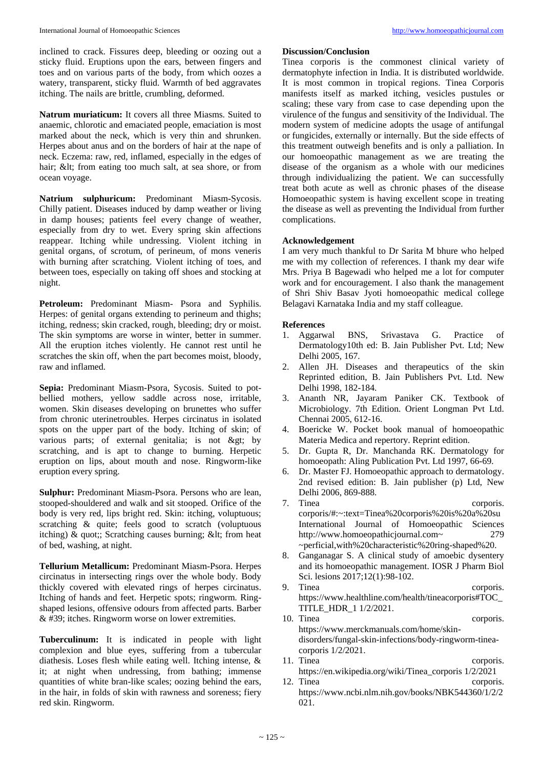inclined to crack. Fissures deep, bleeding or oozing out a sticky fluid. Eruptions upon the ears, between fingers and toes and on various parts of the body, from which oozes a watery, transparent, sticky fluid. Warmth of bed aggravates itching. The nails are brittle, crumbling, deformed.

**Natrum muriaticum:** It covers all three Miasms. Suited to anaemic, chlorotic and emaciated people, emaciation is most marked about the neck, which is very thin and shrunken. Herpes about anus and on the borders of hair at the nape of neck. Eczema: raw, red, inflamed, especially in the edges of hair; &lt; from eating too much salt, at sea shore, or from ocean voyage.

**Natrium sulphuricum:** Predominant Miasm-Sycosis. Chilly patient. Diseases induced by damp weather or living in damp houses; patients feel every change of weather, especially from dry to wet. Every spring skin affections reappear. Itching while undressing. Violent itching in genital organs, of scrotum, of perineum, of mons veneris with burning after scratching. Violent itching of toes, and between toes, especially on taking off shoes and stocking at night.

**Petroleum:** Predominant Miasm- Psora and Syphilis. Herpes: of genital organs extending to perineum and thighs; itching, redness; skin cracked, rough, bleeding; dry or moist. The skin symptoms are worse in winter, better in summer. All the eruption itches violently. He cannot rest until he scratches the skin off, when the part becomes moist, bloody, raw and inflamed.

**Sepia:** Predominant Miasm-Psora, Sycosis. Suited to pot-bellied mothers, yellow saddle across nose, irritable, women. Skin diseases developing on brunettes who suffer from chronic uterinetroubles. Herpes circinatus in isolated spots on the upper part of the body. Itching of skin; of various parts; of external genitalia; is not &gt; by scratching, and is apt to change to burning. Herpetic eruption on lips, about mouth and nose. Ringworm-like eruption every spring.

**Sulphur:** Predominant Miasm-Psora. Persons who are lean, stooped-shouldered and walk and sit stooped. Orifice of the body is very red, lips bright red. Skin: itching, voluptuous; scratching & quite; feels good to scratch (voluptuous itching) & quot;; Scratching causes burning; &lt; from heat of bed, washing, at night.

**Tellurium Metallicum:** Predominant Miasm-Psora. Herpes circinatus in intersecting rings over the whole body. Body thickly covered with elevated rings of herpes circinatus. Itching of hands and feet. Herpetic spots; ringworm. Ring-shaped lesions, offensive odours from affected parts. Barber & #39; itches. Ringworm worse on lower extremities.

**Tuberculinum:** It is indicated in people with light complexion and blue eyes, suffering from a tubercular diathesis. Loses flesh while eating well. Itching intense, & it; at night when undressing, from bathing; immense quantities of white bran-like scales; oozing behind the ears, in the hair, in folds of skin with rawness and soreness; fiery red skin. Ringworm.

## Discussion/Conclusion

Tinea corporis is the commonest clinical variety of dermatophyte infection in India. It is distributed worldwide. It is most common in tropical regions. Tinea Corporis manifests itself as marked itching, vesicles pustules or scaling; these vary from case to case depending upon the virulence of the fungus and sensitivity of the Individual. The modern system of medicine adopts the usage of antifungal or fungicides, externally or internally. But the side effects of this treatment outweigh benefits and is only a palliation. In our homoeopathic management as we are treating the disease of the organism as a whole with our medicines through individualizing the patient. We can successfully treat both acute as well as chronic phases of the disease Homoeopathic system is having excellent scope in treating the disease as well as preventing the Individual from further complications.

## Acknowledgement

I am very much thankful to Dr Sarita M bhure who helped me with my collection of references. I thank my dear wife Mrs. Priya B Bagewadi who helped me a lot for computer work and for encouragement. I also thank the management of Shri Shiv Basav Jyoti homoeopathic medical college Belagavi Karnataka India and my staff colleague.

## References

1. Aggarwal BNS, Srivastava G. Practice of Dermatology10th ed: B. Jain Publisher Pvt. Ltd; New Delhi 2005, 167.
2. Allen JH. Diseases and therapeutics of the skin Reprinted edition, B. Jain Publishers Pvt. Ltd. New Delhi 1998, 182-184.
3. Ananth NR, Jayaram Paniker CK. Textbook of Microbiology. 7th Edition. Orient Longman Pvt Ltd. Chennai 2005, 612-16.
4. Boericke W. Pocket book manual of homoeopathic Materia Medica and repertory. Reprint edition.
5. Dr. Gupta R, Dr. Manchanda RK. Dermatology for homoeopath: Aling Publication Pvt. Ltd 1997, 66-69.
6. Dr. Master FJ. Homoeopathic approach to dermatology. 2nd revised edition: B. Jain publisher (p) Ltd, New Delhi 2006, 869-888.
7. Tinea corporis. corporis/#:~:text=Tinea%20corporis%20is%20a%20su International Journal of Homoeopathic Sciences http://www.homoeopathicjournal.com~ 279 ~perficial,with%20characteristic%20ring-shaped%20.
8. Ganganagar S. A clinical study of amoebic dysentery and its homoeopathic management. IOSR J Pharm Biol Sci. lesions 2017;12(1):98-102.
9. Tinea corporis. https://www.healthline.com/health/tineacorporis#TOC_TITLE_HDR_1 1/2/2021.
10. Tinea corporis. https://www.merckmanuals.com/home/skin-disorders/fungal-skin-infections/body-ringworm-tinea-corporis 1/2/2021.
11. Tinea corporis. https://en.wikipedia.org/wiki/Tinea_corporis 1/2/2021
12. Tinea corporis. https://www.ncbi.nlm.nih.gov/books/NBK544360/1/2/2021.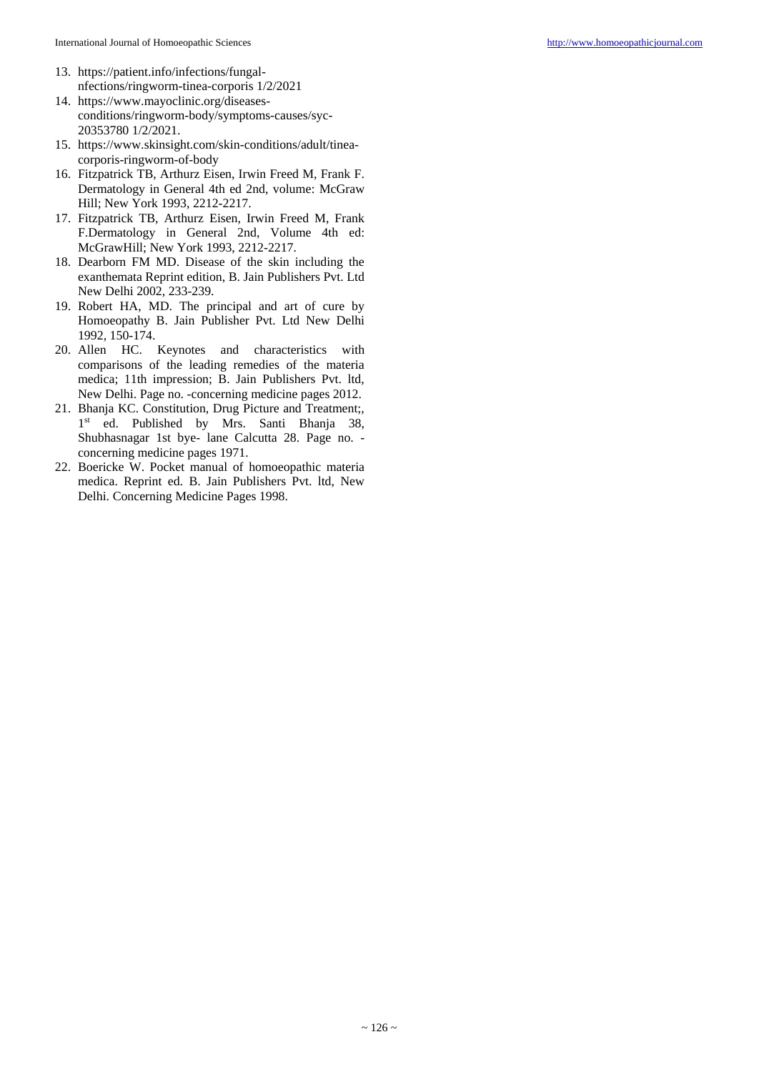13. https://patient.info/infections/fungal-nfections/ringworm-tinea-corporis 1/2/2021
14. https://www.mayoclinic.org/diseases-conditions/ringworm-body/symptoms-causes/syc-20353780 1/2/2021.
15. https://www.skinsight.com/skin-conditions/adult/tinea-corporis-ringworm-of-body
16. Fitzpatrick TB, Arthurz Eisen, Irwin Freed M, Frank F. Dermatology in General 4th ed 2nd, volume: McGraw Hill; New York 1993, 2212-2217.
17. Fitzpatrick TB, Arthurz Eisen, Irwin Freed M, Frank F.Dermatology in General 2nd, Volume 4th ed: McGrawHill; New York 1993, 2212-2217.
18. Dearborn FM MD. Disease of the skin including the exanthemata Reprint edition, B. Jain Publishers Pvt. Ltd New Delhi 2002, 233-239.
19. Robert HA, MD. The principal and art of cure by Homoeopathy B. Jain Publisher Pvt. Ltd New Delhi 1992, 150-174.
20. Allen HC. Keynotes and characteristics with comparisons of the leading remedies of the materia medica; 11th impression; B. Jain Publishers Pvt. ltd, New Delhi. Page no. -concerning medicine pages 2012.
21. Bhanja KC. Constitution, Drug Picture and Treatment;, 1st ed. Published by Mrs. Santi Bhanja 38, Shubhasnagar 1st bye- lane Calcutta 28. Page no. -concerning medicine pages 1971.
22. Boericke W. Pocket manual of homoeopathic materia medica. Reprint ed. B. Jain Publishers Pvt. ltd, New Delhi. Concerning Medicine Pages 1998.